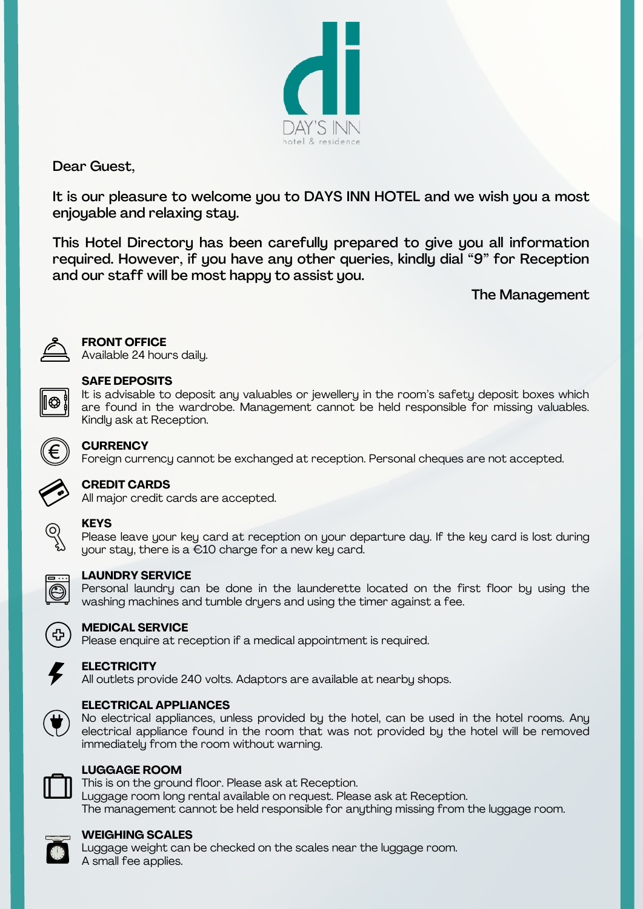DAY'S INN

hotel & residence

Dear Guest,

It is our pleasure to welcome you to DAYS INN HOTEL and we wish you a most enjoyable and relaxing stay.

This Hotel Directory has been carefully prepared to give you all information required. However, if you have any other queries, kindly dial "9" for Reception and our staff will be most happy to assist you.

The Management

**FRONT OFFICE**
Available 24 hours daily.

**SAFE DEPOSITS**
It is advisable to deposit any valuables or jewellery in the room's safety deposit boxes which are found in the wardrobe. Management cannot be held responsible for missing valuables. Kindly ask at Reception.

**CURRENCY**
Foreign currency cannot be exchanged at reception. Personal cheques are not accepted.

**CREDIT CARDS**
All major credit cards are accepted.

**KEYS**
Please leave your key card at reception on your departure day. If the key card is lost during your stay, there is a €10 charge for a new key card.

**LAUNDRY SERVICE**
Personal laundry can be done in the launderette located on the first floor by using the washing machines and tumble dryers and using the timer against a fee.

**MEDICAL SERVICE**
Please enquire at reception if a medical appointment is required.

**ELECTRICITY**
All outlets provide 240 volts. Adaptors are available at nearby shops.

**ELECTRICAL APPLIANCES**
No electrical appliances, unless provided by the hotel, can be used in the hotel rooms. Any electrical appliance found in the room that was not provided by the hotel will be removed immediately from the room without warning.

**LUGGAGE ROOM**
This is on the ground floor. Please ask at Reception.
Luggage room long rental available on request. Please ask at Reception.
The management cannot be held responsible for anything missing from the luggage room.

**WEIGHING SCALES**
Luggage weight can be checked on the scales near the luggage room.
A small fee applies.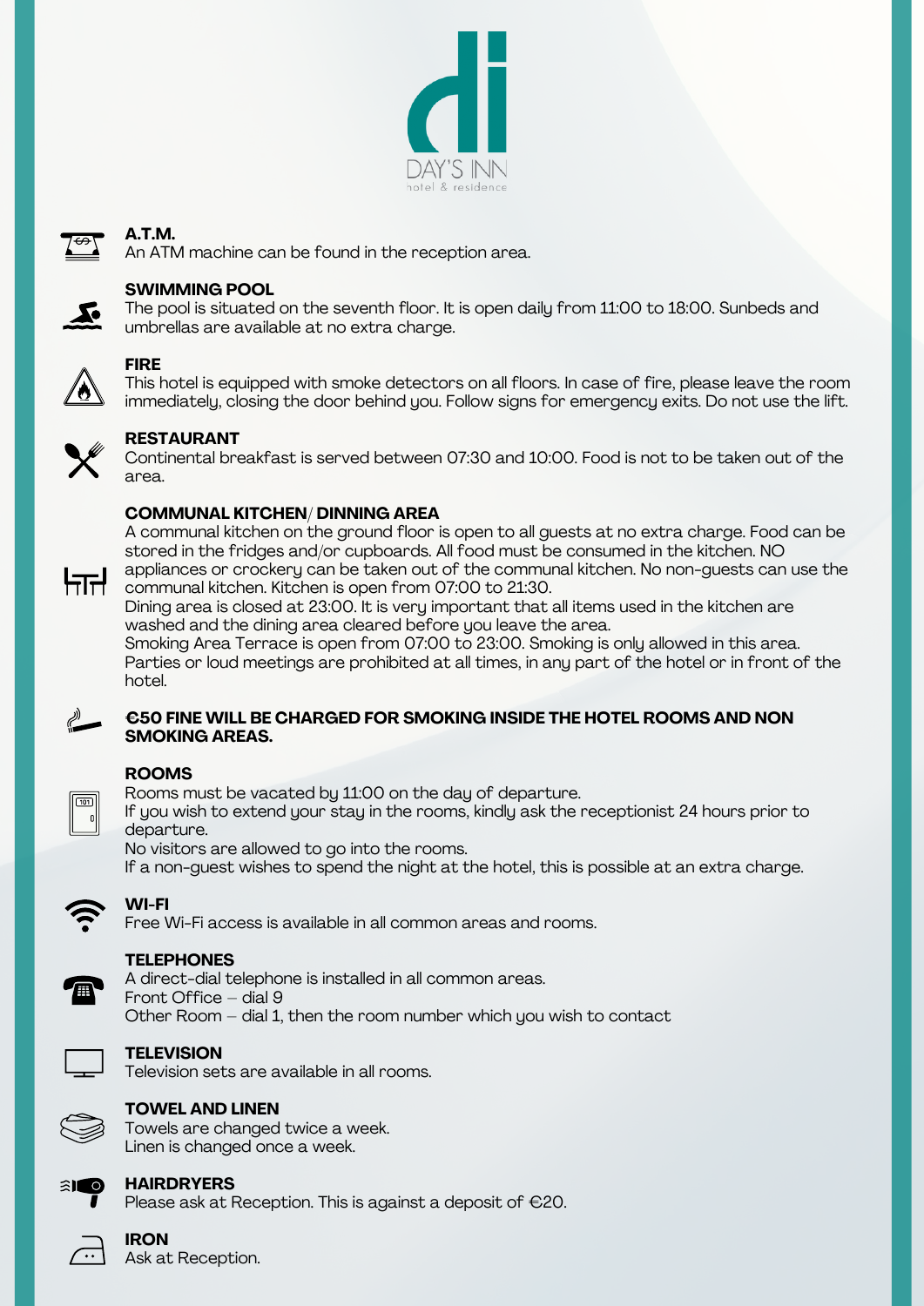DAY'S INN
hotel & residence

## A.T.M.
An ATM machine can be found in the reception area.

## SWIMMING POOL
The pool is situated on the seventh floor. It is open daily from 11:00 to 18:00. Sunbeds and umbrellas are available at no extra charge.

## FIRE
This hotel is equipped with smoke detectors on all floors. In case of fire, please leave the room immediately, closing the door behind you. Follow signs for emergency exits. Do not use the lift.

## RESTAURANT
Continental breakfast is served between 07:30 and 10:00. Food is not to be taken out of the area.

## COMMUNAL KITCHEN/ DINNING AREA
A communal kitchen on the ground floor is open to all guests at no extra charge. Food can be stored in the fridges and/or cupboards. All food must be consumed in the kitchen. NO appliances or crockery can be taken out of the communal kitchen. No non-guests can use the communal kitchen. Kitchen is open from 07:00 to 21:30.
Dining area is closed at 23:00. It is very important that all items used in the kitchen are washed and the dining area cleared before you leave the area.
Smoking Area Terrace is open from 07:00 to 23:00. Smoking is only allowed in this area.
Parties or loud meetings are prohibited at all times, in any part of the hotel or in front of the hotel.

**€50 FINE WILL BE CHARGED FOR SMOKING INSIDE THE HOTEL ROOMS AND NON SMOKING AREAS.**

## ROOMS
Rooms must be vacated by 11:00 on the day of departure.
If you wish to extend your stay in the rooms, kindly ask the receptionist 24 hours prior to departure.
No visitors are allowed to go into the rooms.
If a non-guest wishes to spend the night at the hotel, this is possible at an extra charge.

## WI-FI
Free Wi-Fi access is available in all common areas and rooms.

## TELEPHONES
A direct-dial telephone is installed in all common areas.
Front Office – dial 9
Other Room – dial 1, then the room number which you wish to contact

## TELEVISION
Television sets are available in all rooms.

## TOWEL AND LINEN
Towels are changed twice a week.
Linen is changed once a week.

## HAIRDRYERS
Please ask at Reception. This is against a deposit of €20.

## IRON
Ask at Reception.